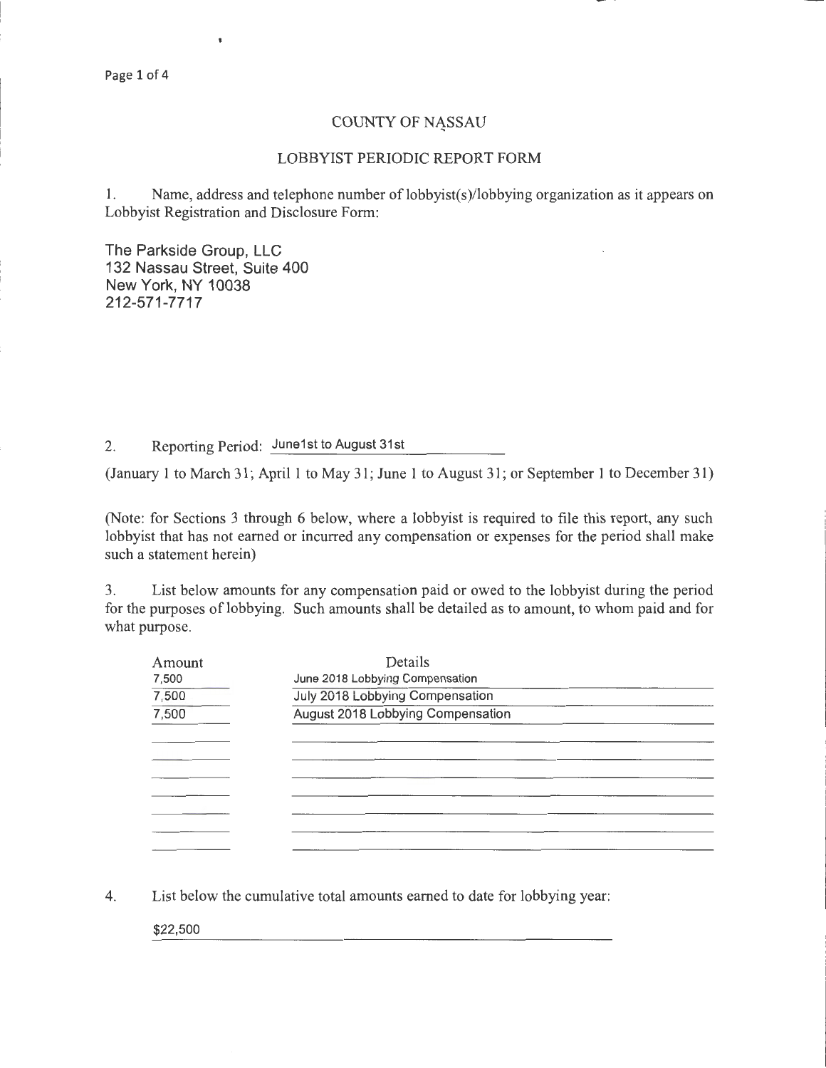# COUNTY OF NASSAU

## LOBBYIST PERIODIC REPORT FORM

1. Name, address and telephone number of lobbyist(s)/lobbying organization as it appears on Lobbyist Registration and Disclosure Form:

The Parkside Group, LLC
132 Nassau Street, Suite 400
New York, NY 10038
212-571-7717

2. Reporting Period: June1st to August 31st

(January 1 to March 31; April 1 to May 31; June 1 to August 31; or September 1 to December 31)

(Note: for Sections 3 through 6 below, where a lobbyist is required to file this report, any such lobbyist that has not earned or incurred any compensation or expenses for the period shall make such a statement herein)

3. List below amounts for any compensation paid or owed to the lobbyist during the period for the purposes of lobbying. Such amounts shall be detailed as to amount, to whom paid and for what purpose.

| Amount | Details |
|---|---|
| 7,500 | June 2018 Lobbying Compensation |
| 7,500 | July 2018 Lobbying Compensation |
| 7,500 | August 2018 Lobbying Compensation |

4. List below the cumulative total amounts earned to date for lobbying year:

$22,500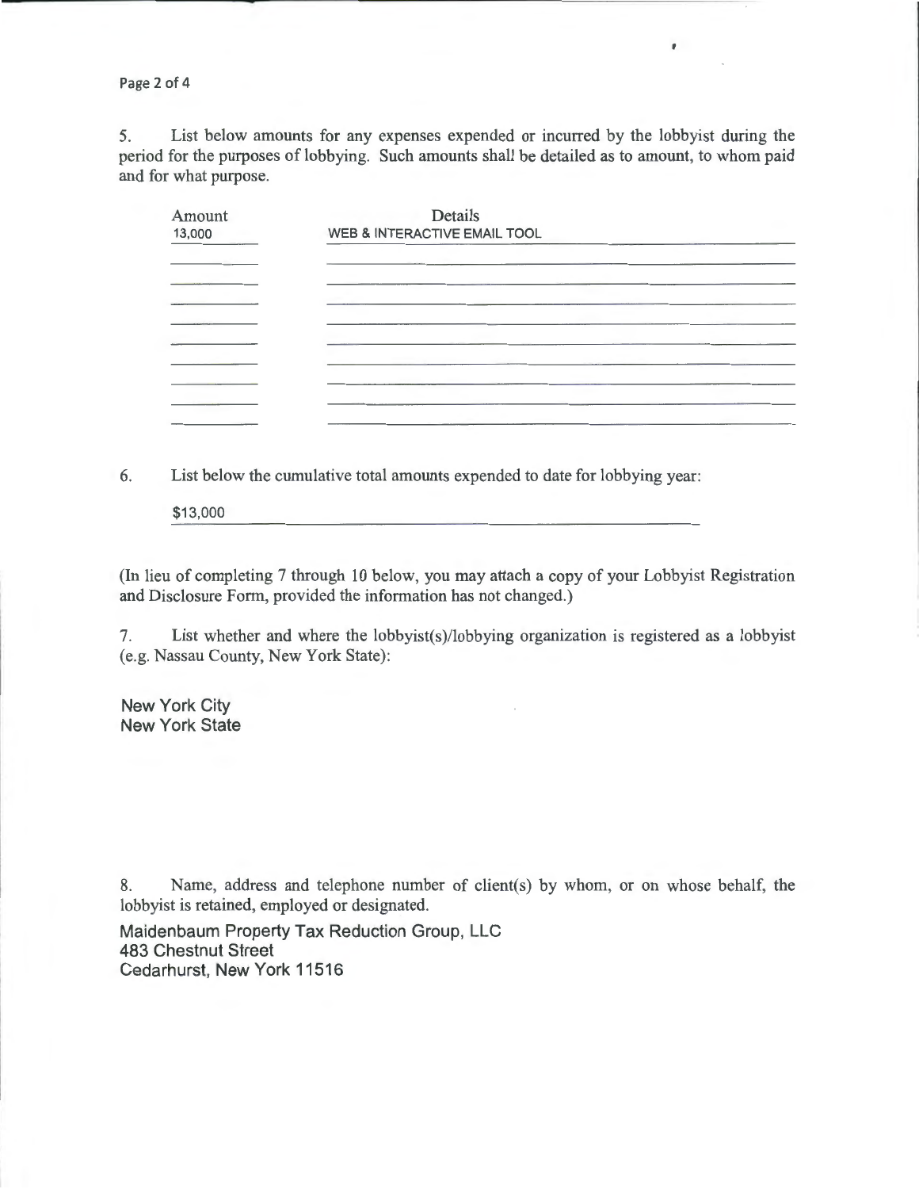5. List below amounts for any expenses expended or incurred by the lobbyist during the period for the purposes of lobbying. Such amounts shall be detailed as to amount, to whom paid and for what purpose.

| Amount | Details |
|---|---|
| 13,000 | WEB & INTERACTIVE EMAIL TOOL |
| | |
| | |
| | |
| | |
| | |
| | |
| | |
| | |
| | |

6. List below the cumulative total amounts expended to date for lobbying year:

$13,000

(In lieu of completing 7 through 10 below, you may attach a copy of your Lobbyist Registration and Disclosure Form, provided the information has not changed.)

7. List whether and where the lobbyist(s)/lobbying organization is registered as a lobbyist (e.g. Nassau County, New York State):

New York City
New York State

8. Name, address and telephone number of client(s) by whom, or on whose behalf, the lobbyist is retained, employed or designated.

Maidenbaum Property Tax Reduction Group, LLC
483 Chestnut Street
Cedarhurst, New York 11516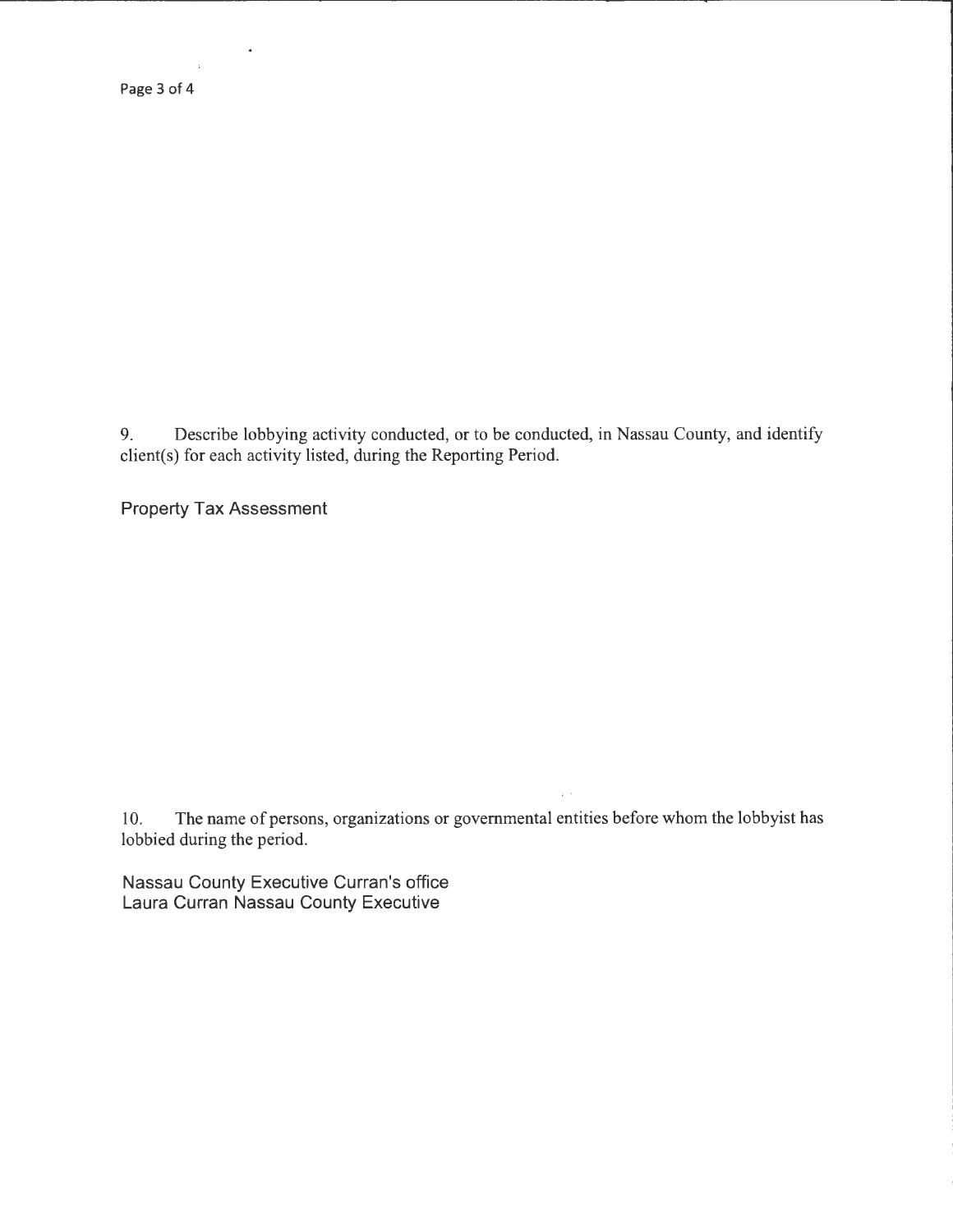9. Describe lobbying activity conducted, or to be conducted, in Nassau County, and identify client(s) for each activity listed, during the Reporting Period.

Property Tax Assessment

10. The name of persons, organizations or governmental entities before whom the lobbyist has lobbied during the period.

Nassau County Executive Curran's office
Laura Curran Nassau County Executive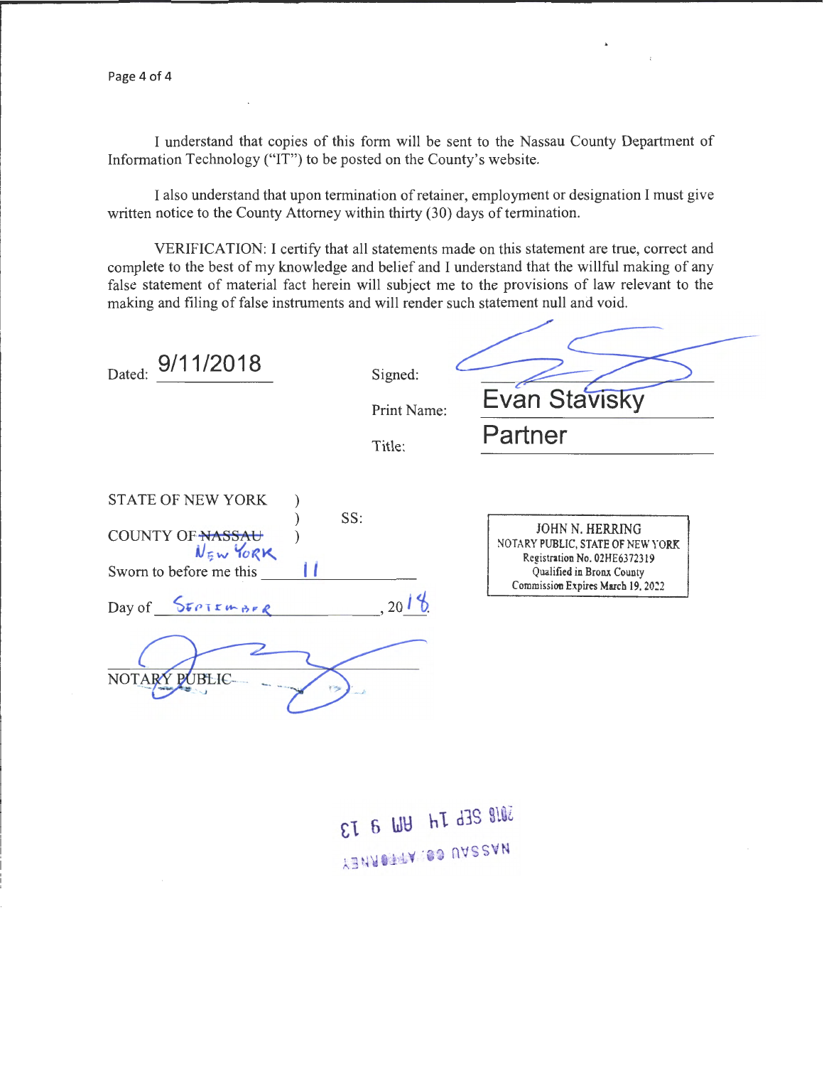I understand that copies of this form will be sent to the Nassau County Department of Information Technology ("IT") to be posted on the County's website.

I also understand that upon termination of retainer, employment or designation I must give written notice to the County Attorney within thirty (30) days of termination.

VERIFICATION: I certify that all statements made on this statement are true, correct and complete to the best of my knowledge and belief and I understand that the willful making of any false statement of material fact herein will subject me to the provisions of law relevant to the making and filing of false instruments and will render such statement null and void.

Dated: 9/11/2018

Signed: ___________________

Print Name: Evan Stavisky

Title: Partner

STATE OF NEW YORK )
) SS:
COUNTY OF ~~NASSAU~~ NEW YORK )

Sworn to before me this 11

Day of SEPTEMBER, 2018

NOTARY PUBLIC

JOHN N. HERRING
NOTARY PUBLIC, STATE OF NEW YORK
Registration No. 02HE6372319
Qualified in Bronx County
Commission Expires March 19, 2022

2018 SEP 14 AM 9 13

NASSAU CO. ATTORNEY